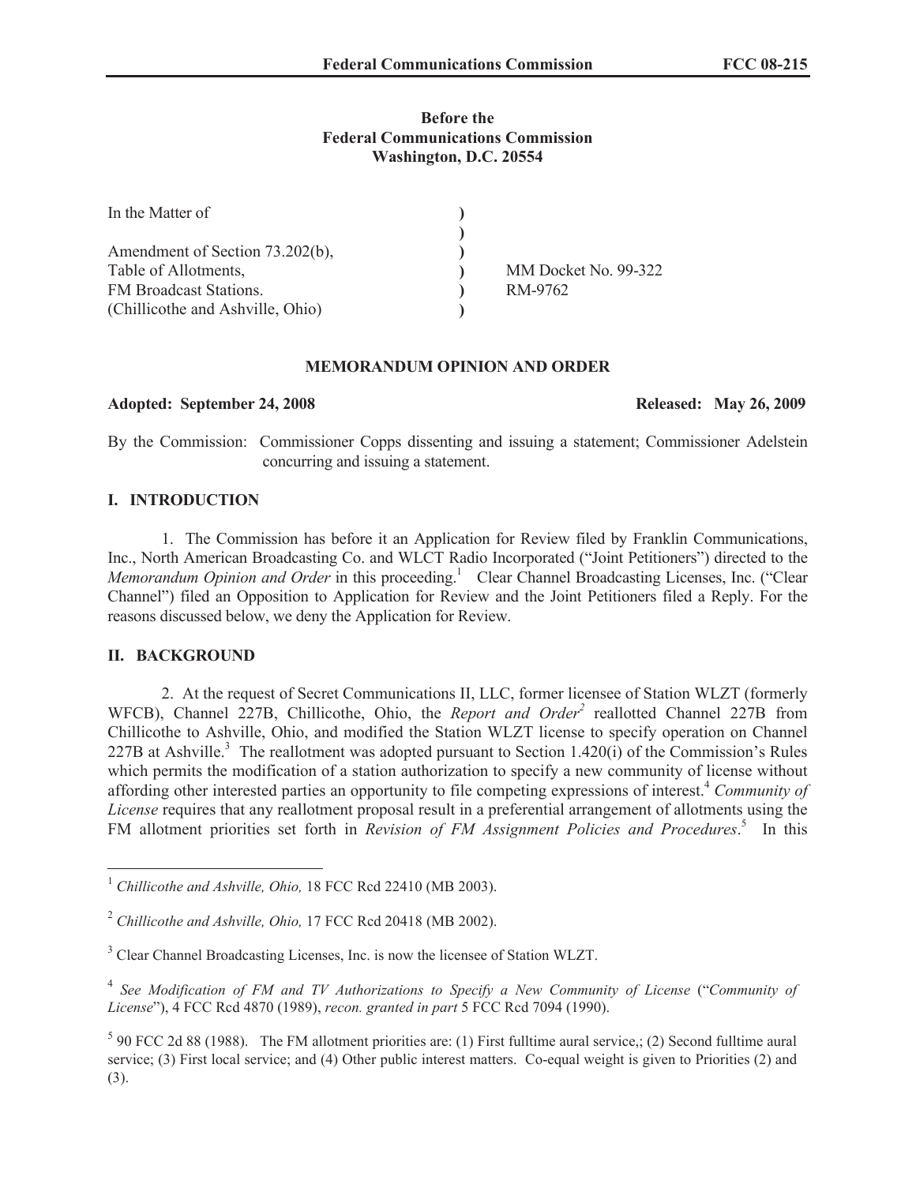**Before the**
**Federal Communications Commission**
**Washington, D.C. 20554**

| | | |
|---|---|---|
| In the Matter of | ) | |
| | ) | |
| Amendment of Section 73.202(b), | ) | |
| Table of Allotments, | ) | MM Docket No. 99-322 |
| FM Broadcast Stations. | ) | RM-9762 |
| (Chillicothe and Ashville, Ohio) | ) | |

**MEMORANDUM OPINION AND ORDER**

**Adopted: September 24, 2008** **Released: May 26, 2009**

By the Commission: Commissioner Copps dissenting and issuing a statement; Commissioner Adelstein concurring and issuing a statement.

## I. INTRODUCTION

1. The Commission has before it an Application for Review filed by Franklin Communications, Inc., North American Broadcasting Co. and WLCT Radio Incorporated ("Joint Petitioners") directed to the *Memorandum Opinion and Order* in this proceeding.[1] Clear Channel Broadcasting Licenses, Inc. ("Clear Channel") filed an Opposition to Application for Review and the Joint Petitioners filed a Reply. For the reasons discussed below, we deny the Application for Review.

## II. BACKGROUND

2. At the request of Secret Communications II, LLC, former licensee of Station WLZT (formerly WFCB), Channel 227B, Chillicothe, Ohio, the *Report and Order*[2] reallotted Channel 227B from Chillicothe to Ashville, Ohio, and modified the Station WLZT license to specify operation on Channel 227B at Ashville.[3] The reallotment was adopted pursuant to Section 1.420(i) of the Commission's Rules which permits the modification of a station authorization to specify a new community of license without affording other interested parties an opportunity to file competing expressions of interest.[4] *Community of License* requires that any reallotment proposal result in a preferential arrangement of allotments using the FM allotment priorities set forth in *Revision of FM Assignment Policies and Procedures*.[5] In this

---

[1] *Chillicothe and Ashville, Ohio,* 18 FCC Rcd 22410 (MB 2003).

[2] *Chillicothe and Ashville, Ohio,* 17 FCC Rcd 20418 (MB 2002).

[3] Clear Channel Broadcasting Licenses, Inc. is now the licensee of Station WLZT.

[4] *See Modification of FM and TV Authorizations to Specify a New Community of License* ("*Community of License*"), 4 FCC Rcd 4870 (1989), *recon. granted in part* 5 FCC Rcd 7094 (1990).

[5] 90 FCC 2d 88 (1988). The FM allotment priorities are: (1) First fulltime aural service,; (2) Second fulltime aural service; (3) First local service; and (4) Other public interest matters. Co-equal weight is given to Priorities (2) and (3).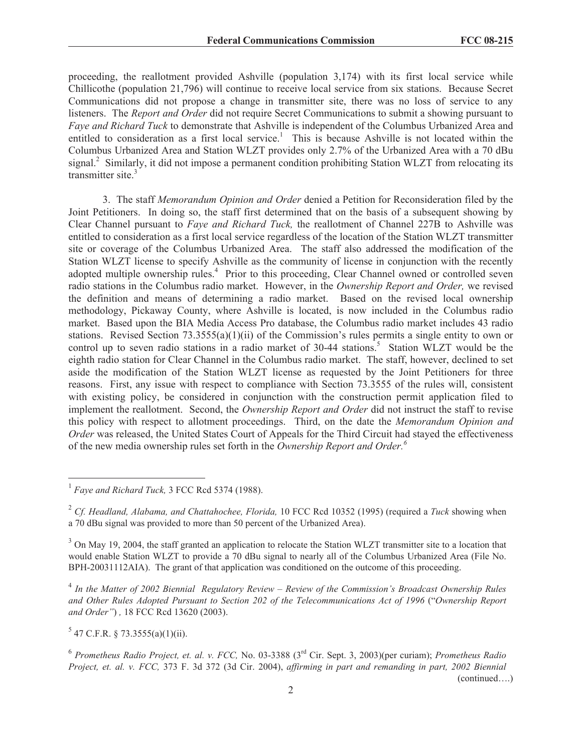proceeding, the reallotment provided Ashville (population 3,174) with its first local service while Chillicothe (population 21,796) will continue to receive local service from six stations. Because Secret Communications did not propose a change in transmitter site, there was no loss of service to any listeners. The *Report and Order* did not require Secret Communications to submit a showing pursuant to *Faye and Richard Tuck* to demonstrate that Ashville is independent of the Columbus Urbanized Area and entitled to consideration as a first local service.[1] This is because Ashville is not located within the Columbus Urbanized Area and Station WLZT provides only 2.7% of the Urbanized Area with a 70 dBu signal.[2] Similarly, it did not impose a permanent condition prohibiting Station WLZT from relocating its transmitter site.[3]

3. The staff *Memorandum Opinion and Order* denied a Petition for Reconsideration filed by the Joint Petitioners. In doing so, the staff first determined that on the basis of a subsequent showing by Clear Channel pursuant to *Faye and Richard Tuck,* the reallotment of Channel 227B to Ashville was entitled to consideration as a first local service regardless of the location of the Station WLZT transmitter site or coverage of the Columbus Urbanized Area. The staff also addressed the modification of the Station WLZT license to specify Ashville as the community of license in conjunction with the recently adopted multiple ownership rules.[4] Prior to this proceeding, Clear Channel owned or controlled seven radio stations in the Columbus radio market. However, in the *Ownership Report and Order,* we revised the definition and means of determining a radio market. Based on the revised local ownership methodology, Pickaway County, where Ashville is located, is now included in the Columbus radio market. Based upon the BIA Media Access Pro database, the Columbus radio market includes 43 radio stations. Revised Section 73.3555(a)(1)(ii) of the Commission's rules permits a single entity to own or control up to seven radio stations in a radio market of 30-44 stations.[5] Station WLZT would be the eighth radio station for Clear Channel in the Columbus radio market. The staff, however, declined to set aside the modification of the Station WLZT license as requested by the Joint Petitioners for three reasons. First, any issue with respect to compliance with Section 73.3555 of the rules will, consistent with existing policy, be considered in conjunction with the construction permit application filed to implement the reallotment. Second, the *Ownership Report and Order* did not instruct the staff to revise this policy with respect to allotment proceedings. Third, on the date the *Memorandum Opinion and Order* was released, the United States Court of Appeals for the Third Circuit had stayed the effectiveness of the new media ownership rules set forth in the *Ownership Report and Order.*[6]

---

[1] *Faye and Richard Tuck,* 3 FCC Rcd 5374 (1988).

[2] *Cf. Headland, Alabama, and Chattahochee, Florida,* 10 FCC Rcd 10352 (1995) (required a *Tuck* showing when a 70 dBu signal was provided to more than 50 percent of the Urbanized Area).

[3] On May 19, 2004, the staff granted an application to relocate the Station WLZT transmitter site to a location that would enable Station WLZT to provide a 70 dBu signal to nearly all of the Columbus Urbanized Area (File No. BPH-20031112AIA). The grant of that application was conditioned on the outcome of this proceeding.

[4] *In the Matter of 2002 Biennial Regulatory Review – Review of the Commission's Broadcast Ownership Rules and Other Rules Adopted Pursuant to Section 202 of the Telecommunications Act of 1996* ("*Ownership Report and Order"*) , 18 FCC Rcd 13620 (2003).

[5] 47 C.F.R. § 73.3555(a)(1)(ii).

[6] *Prometheus Radio Project, et. al. v. FCC,* No. 03-3388 (3rd Cir. Sept. 3, 2003)(per curiam); *Prometheus Radio Project, et. al. v. FCC,* 373 F. 3d 372 (3d Cir. 2004), *affirming in part and remanding in part, 2002 Biennial*

(continued….)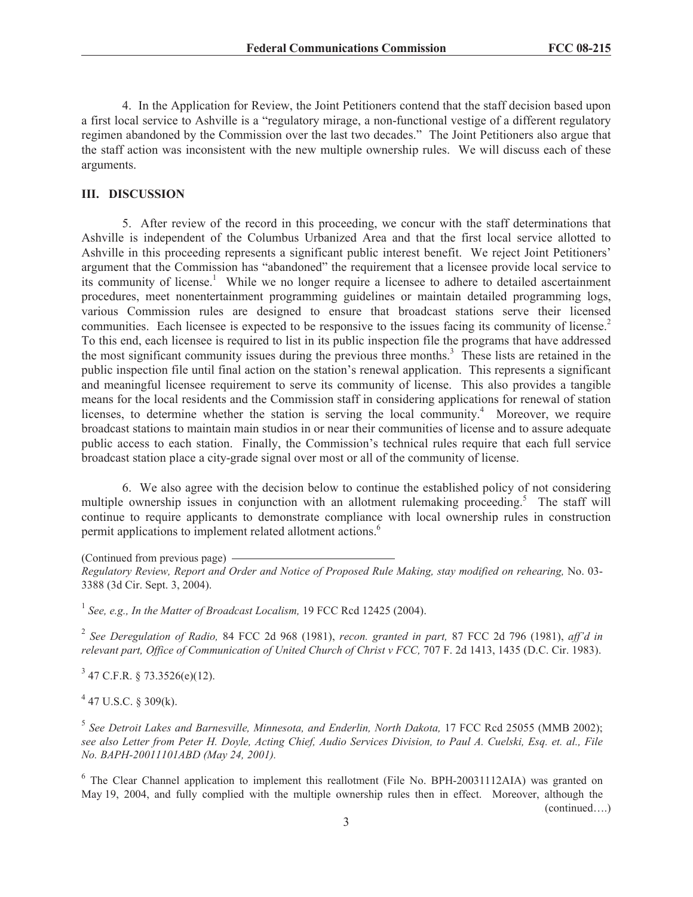4. In the Application for Review, the Joint Petitioners contend that the staff decision based upon a first local service to Ashville is a "regulatory mirage, a non-functional vestige of a different regulatory regimen abandoned by the Commission over the last two decades." The Joint Petitioners also argue that the staff action was inconsistent with the new multiple ownership rules. We will discuss each of these arguments.

## III. DISCUSSION

5. After review of the record in this proceeding, we concur with the staff determinations that Ashville is independent of the Columbus Urbanized Area and that the first local service allotted to Ashville in this proceeding represents a significant public interest benefit. We reject Joint Petitioners' argument that the Commission has "abandoned" the requirement that a licensee provide local service to its community of license.[1] While we no longer require a licensee to adhere to detailed ascertainment procedures, meet nonentertainment programming guidelines or maintain detailed programming logs, various Commission rules are designed to ensure that broadcast stations serve their licensed communities. Each licensee is expected to be responsive to the issues facing its community of license.[2] To this end, each licensee is required to list in its public inspection file the programs that have addressed the most significant community issues during the previous three months.[3] These lists are retained in the public inspection file until final action on the station's renewal application. This represents a significant and meaningful licensee requirement to serve its community of license. This also provides a tangible means for the local residents and the Commission staff in considering applications for renewal of station licenses, to determine whether the station is serving the local community.[4] Moreover, we require broadcast stations to maintain main studios in or near their communities of license and to assure adequate public access to each station. Finally, the Commission's technical rules require that each full service broadcast station place a city-grade signal over most or all of the community of license.

6. We also agree with the decision below to continue the established policy of not considering multiple ownership issues in conjunction with an allotment rulemaking proceeding.[5] The staff will continue to require applicants to demonstrate compliance with local ownership rules in construction permit applications to implement related allotment actions.[6]

(Continued from previous page) *Regulatory Review, Report and Order and Notice of Proposed Rule Making, stay modified on rehearing,* No. 03-3388 (3d Cir. Sept. 3, 2004).

[1] *See, e.g., In the Matter of Broadcast Localism,* 19 FCC Rcd 12425 (2004).

[2] *See Deregulation of Radio,* 84 FCC 2d 968 (1981), *recon. granted in part,* 87 FCC 2d 796 (1981), *aff'd in relevant part, Office of Communication of United Church of Christ v FCC,* 707 F. 2d 1413, 1435 (D.C. Cir. 1983).

[3] 47 C.F.R. § 73.3526(e)(12).

[4] 47 U.S.C. § 309(k).

[5] *See Detroit Lakes and Barnesville, Minnesota, and Enderlin, North Dakota,* 17 FCC Rcd 25055 (MMB 2002); *see also Letter from Peter H. Doyle, Acting Chief, Audio Services Division, to Paul A. Cuelski, Esq. et. al., File No. BAPH-20011101ABD (May 24, 2001).*

[6] The Clear Channel application to implement this reallotment (File No. BPH-20031112AIA) was granted on May 19, 2004, and fully complied with the multiple ownership rules then in effect. Moreover, although the (continued….)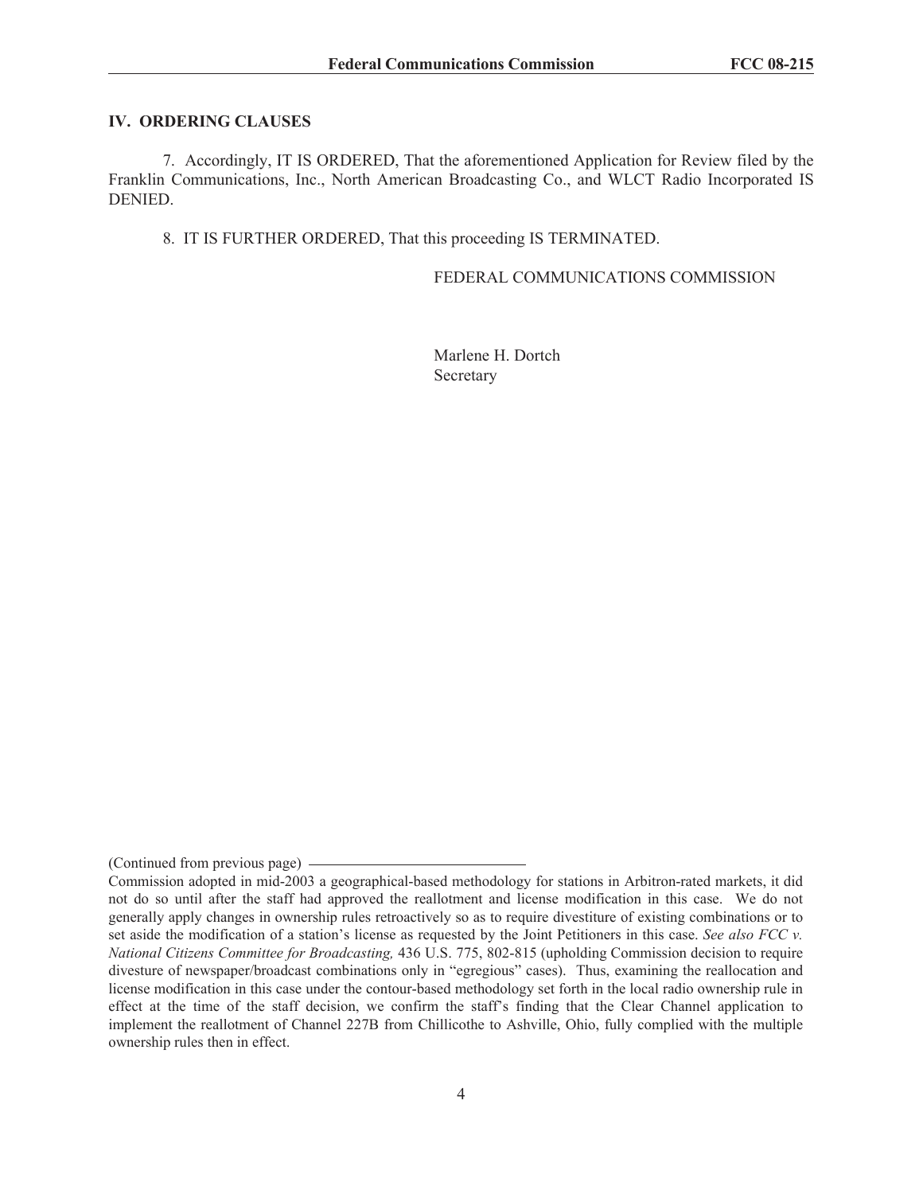## IV. ORDERING CLAUSES

7. Accordingly, IT IS ORDERED, That the aforementioned Application for Review filed by the Franklin Communications, Inc., North American Broadcasting Co., and WLCT Radio Incorporated IS DENIED.

8. IT IS FURTHER ORDERED, That this proceeding IS TERMINATED.

FEDERAL COMMUNICATIONS COMMISSION

Marlene H. Dortch
Secretary

(Continued from previous page)

Commission adopted in mid-2003 a geographical-based methodology for stations in Arbitron-rated markets, it did not do so until after the staff had approved the reallotment and license modification in this case. We do not generally apply changes in ownership rules retroactively so as to require divestiture of existing combinations or to set aside the modification of a station's license as requested by the Joint Petitioners in this case. *See also FCC v. National Citizens Committee for Broadcasting,* 436 U.S. 775, 802-815 (upholding Commission decision to require divesture of newspaper/broadcast combinations only in "egregious" cases). Thus, examining the reallocation and license modification in this case under the contour-based methodology set forth in the local radio ownership rule in effect at the time of the staff decision, we confirm the staff's finding that the Clear Channel application to implement the reallotment of Channel 227B from Chillicothe to Ashville, Ohio, fully complied with the multiple ownership rules then in effect.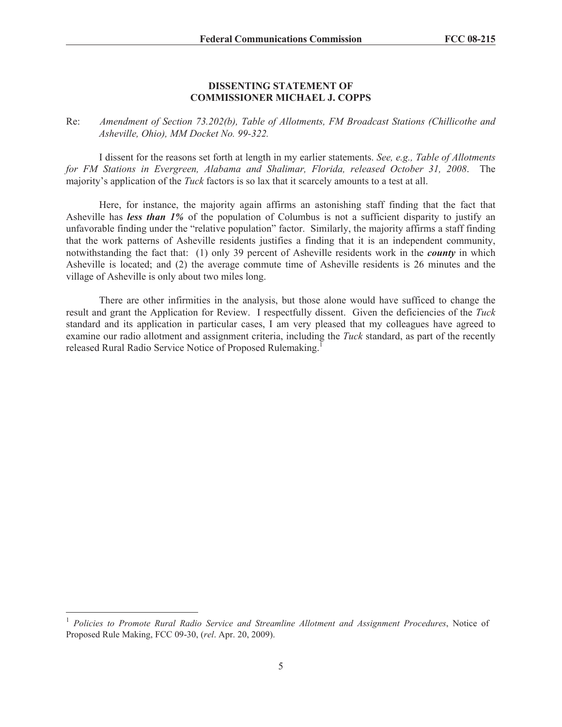## DISSENTING STATEMENT OF COMMISSIONER MICHAEL J. COPPS

Re: *Amendment of Section 73.202(b), Table of Allotments, FM Broadcast Stations (Chillicothe and Asheville, Ohio), MM Docket No. 99-322.*

I dissent for the reasons set forth at length in my earlier statements. *See, e.g., Table of Allotments for FM Stations in Evergreen, Alabama and Shalimar, Florida, released October 31, 2008*. The majority's application of the *Tuck* factors is so lax that it scarcely amounts to a test at all.

Here, for instance, the majority again affirms an astonishing staff finding that the fact that Asheville has ***less than 1%*** of the population of Columbus is not a sufficient disparity to justify an unfavorable finding under the "relative population" factor. Similarly, the majority affirms a staff finding that the work patterns of Asheville residents justifies a finding that it is an independent community, notwithstanding the fact that: (1) only 39 percent of Asheville residents work in the ***county*** in which Asheville is located; and (2) the average commute time of Asheville residents is 26 minutes and the village of Asheville is only about two miles long.

There are other infirmities in the analysis, but those alone would have sufficed to change the result and grant the Application for Review. I respectfully dissent. Given the deficiencies of the *Tuck* standard and its application in particular cases, I am very pleased that my colleagues have agreed to examine our radio allotment and assignment criteria, including the *Tuck* standard, as part of the recently released Rural Radio Service Notice of Proposed Rulemaking.[1]

---

[1] *Policies to Promote Rural Radio Service and Streamline Allotment and Assignment Procedures*, Notice of Proposed Rule Making, FCC 09-30, (*rel*. Apr. 20, 2009).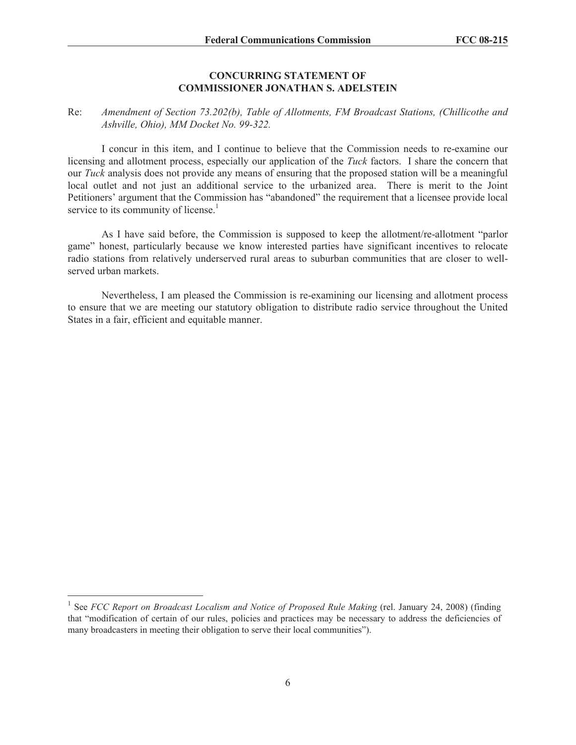## CONCURRING STATEMENT OF COMMISSIONER JONATHAN S. ADELSTEIN

Re: *Amendment of Section 73.202(b), Table of Allotments, FM Broadcast Stations, (Chillicothe and Ashville, Ohio), MM Docket No. 99-322.*

I concur in this item, and I continue to believe that the Commission needs to re-examine our licensing and allotment process, especially our application of the *Tuck* factors. I share the concern that our *Tuck* analysis does not provide any means of ensuring that the proposed station will be a meaningful local outlet and not just an additional service to the urbanized area. There is merit to the Joint Petitioners' argument that the Commission has "abandoned" the requirement that a licensee provide local service to its community of license.[1]

As I have said before, the Commission is supposed to keep the allotment/re-allotment "parlor game" honest, particularly because we know interested parties have significant incentives to relocate radio stations from relatively underserved rural areas to suburban communities that are closer to well-served urban markets.

Nevertheless, I am pleased the Commission is re-examining our licensing and allotment process to ensure that we are meeting our statutory obligation to distribute radio service throughout the United States in a fair, efficient and equitable manner.

---

[1] See *FCC Report on Broadcast Localism and Notice of Proposed Rule Making* (rel. January 24, 2008) (finding that "modification of certain of our rules, policies and practices may be necessary to address the deficiencies of many broadcasters in meeting their obligation to serve their local communities").